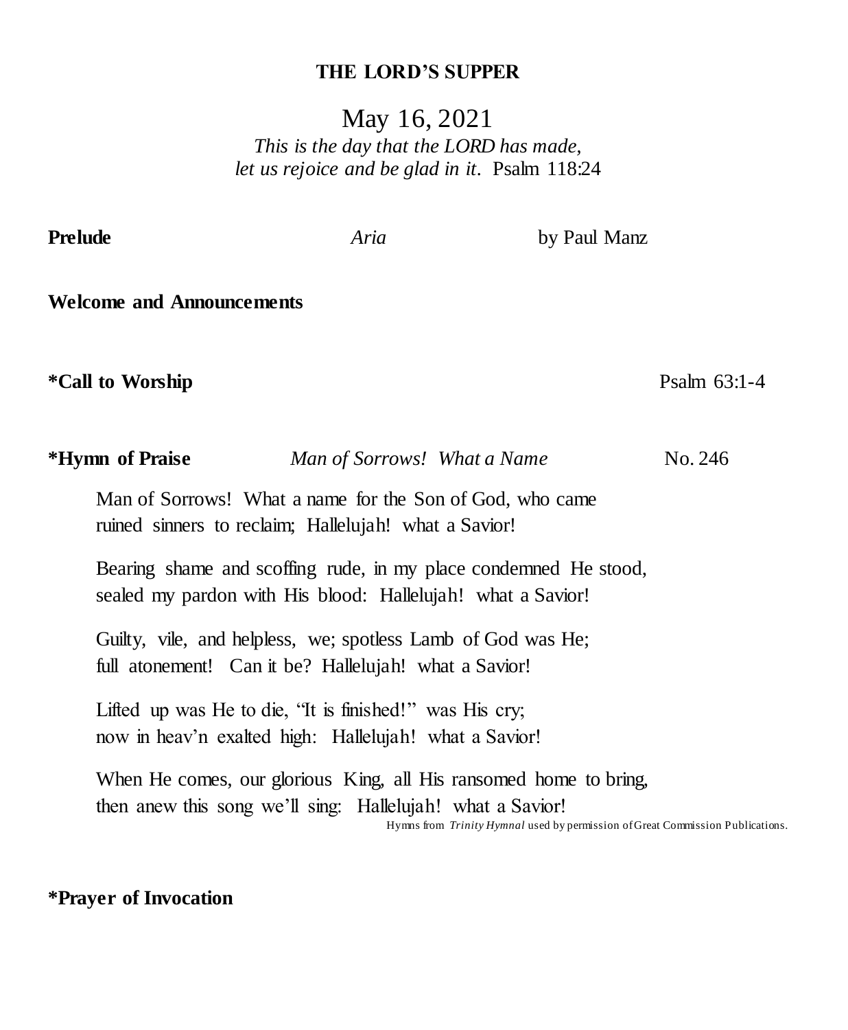# THE LORD'S SUPPER

May 16, 2021

*This is the day that the LORD has made,*
*let us rejoice and be glad in it*. Psalm 118:24

**Prelude** *Aria* by Paul Manz

**Welcome and Announcements**

***Call to Worship** Psalm 63:1-4

***Hymn of Praise** *Man of Sorrows! What a Name* No. 246

Man of Sorrows! What a name for the Son of God, who came
ruined sinners to reclaim; Hallelujah! what a Savior!

Bearing shame and scoffing rude, in my place condemned He stood,
sealed my pardon with His blood: Hallelujah! what a Savior!

Guilty, vile, and helpless, we; spotless Lamb of God was He;
full atonement! Can it be? Hallelujah! what a Savior!

Lifted up was He to die, "It is finished!" was His cry;
now in heav'n exalted high: Hallelujah! what a Savior!

When He comes, our glorious King, all His ransomed home to bring,
then anew this song we'll sing: Hallelujah! what a Savior!

Hymns from *Trinity Hymnal* used by permission of Great Commission Publications.

***Prayer of Invocation**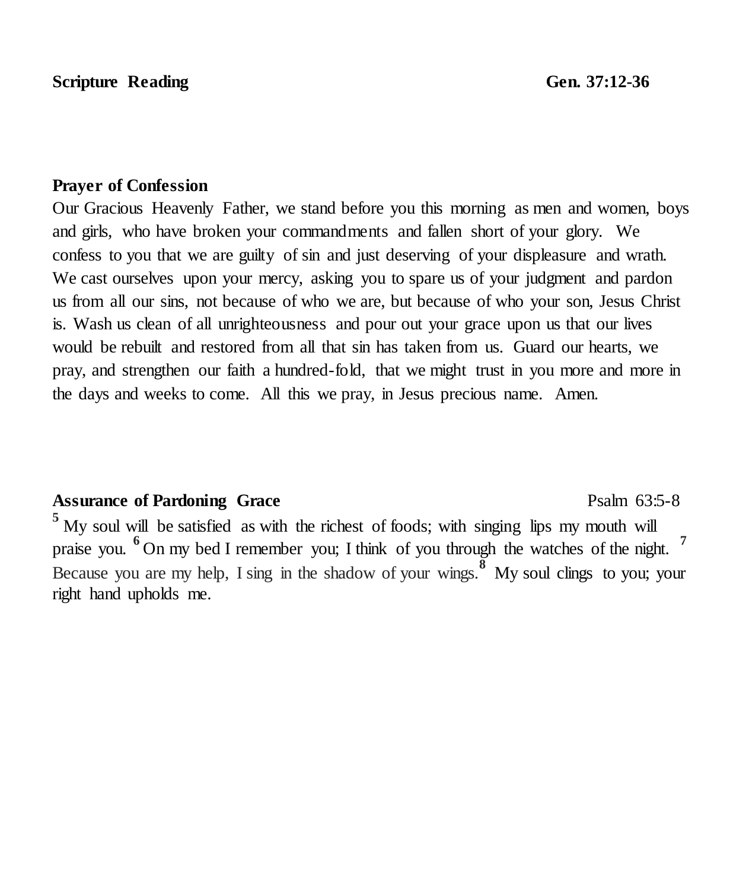**Scripture Reading** **Gen. 37:12-36**

**Prayer of Confession**

Our Gracious Heavenly Father, we stand before you this morning as men and women, boys and girls, who have broken your commandments and fallen short of your glory. We confess to you that we are guilty of sin and just deserving of your displeasure and wrath. We cast ourselves upon your mercy, asking you to spare us of your judgment and pardon us from all our sins, not because of who we are, but because of who your son, Jesus Christ is. Wash us clean of all unrighteousness and pour out your grace upon us that our lives would be rebuilt and restored from all that sin has taken from us. Guard our hearts, we pray, and strengthen our faith a hundred-fold, that we might trust in you more and more in the days and weeks to come. All this we pray, in Jesus precious name. Amen.

**Assurance of Pardoning Grace** Psalm 63:5-8

**5** My soul will be satisfied as with the richest of foods; with singing lips my mouth will praise you. **6** On my bed I remember you; I think of you through the watches of the night. **7** Because you are my help, I sing in the shadow of your wings. **8** My soul clings to you; your right hand upholds me.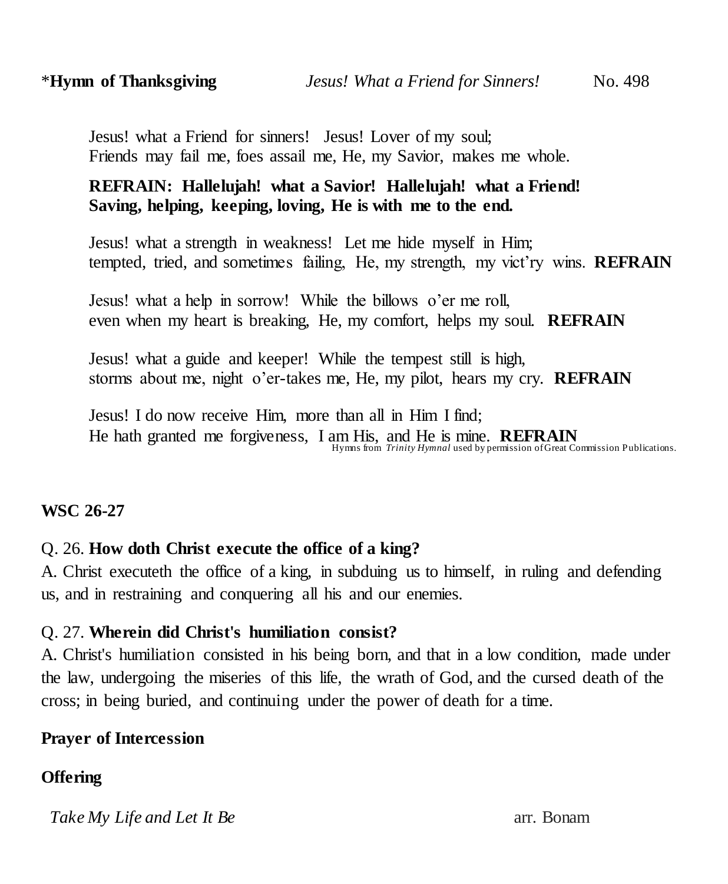*__Hymn of Thanksgiving__ *Jesus! What a Friend for Sinners!* No. 498

Jesus! what a Friend for sinners! Jesus! Lover of my soul;
Friends may fail me, foes assail me, He, my Savior, makes me whole.

**REFRAIN: Hallelujah! what a Savior! Hallelujah! what a Friend!
Saving, helping, keeping, loving, He is with me to the end.**

Jesus! what a strength in weakness! Let me hide myself in Him;
tempted, tried, and sometimes failing, He, my strength, my vict'ry wins. **REFRAIN**

Jesus! what a help in sorrow! While the billows o'er me roll,
even when my heart is breaking, He, my comfort, helps my soul. **REFRAIN**

Jesus! what a guide and keeper! While the tempest still is high,
storms about me, night o'er-takes me, He, my pilot, hears my cry. **REFRAIN**

Jesus! I do now receive Him, more than all in Him I find;
He hath granted me forgiveness, I am His, and He is mine. **REFRAIN**

Hymns from *Trinity Hymnal* used by permission of Great Commission Publications.

**WSC 26-27**

Q. 26. **How doth Christ execute the office of a king?**
A. Christ executeth the office of a king, in subduing us to himself, in ruling and defending us, and in restraining and conquering all his and our enemies.

Q. 27. **Wherein did Christ's humiliation consist?**
A. Christ's humiliation consisted in his being born, and that in a low condition, made under the law, undergoing the miseries of this life, the wrath of God, and the cursed death of the cross; in being buried, and continuing under the power of death for a time.

**Prayer of Intercession**

**Offering**

*Take My Life and Let It Be* arr. Bonam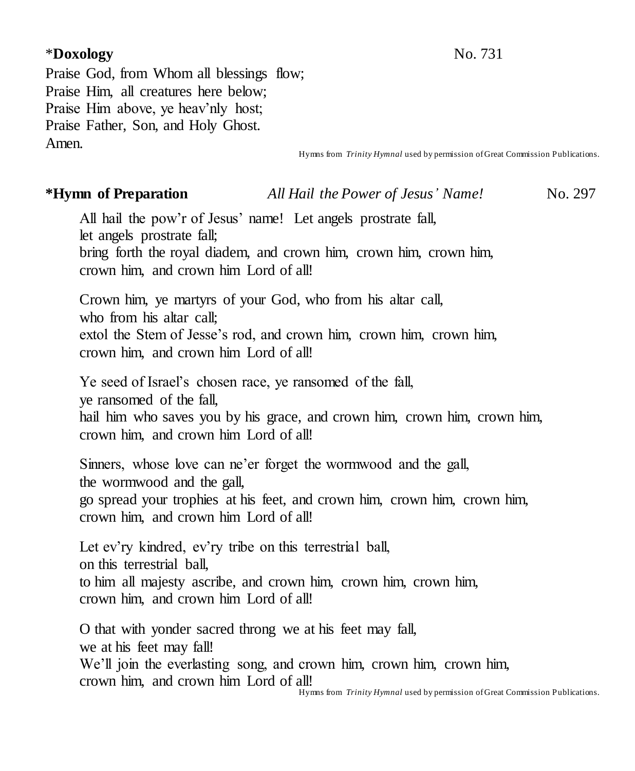**\*Doxology** No. 731

Praise God, from Whom all blessings flow;
Praise Him, all creatures here below;
Praise Him above, ye heav'nly host;
Praise Father, Son, and Holy Ghost.
Amen.

Hymns from *Trinity Hymnal* used by permission of Great Commission Publications.

**\*Hymn of Preparation** *All Hail the Power of Jesus' Name!* No. 297

All hail the pow'r of Jesus' name! Let angels prostrate fall,
let angels prostrate fall;
bring forth the royal diadem, and crown him, crown him, crown him,
crown him, and crown him Lord of all!

Crown him, ye martyrs of your God, who from his altar call,
who from his altar call;
extol the Stem of Jesse's rod, and crown him, crown him, crown him,
crown him, and crown him Lord of all!

Ye seed of Israel's chosen race, ye ransomed of the fall,
ye ransomed of the fall,
hail him who saves you by his grace, and crown him, crown him, crown him,
crown him, and crown him Lord of all!

Sinners, whose love can ne'er forget the wormwood and the gall,
the wormwood and the gall,
go spread your trophies at his feet, and crown him, crown him, crown him,
crown him, and crown him Lord of all!

Let ev'ry kindred, ev'ry tribe on this terrestrial ball,
on this terrestrial ball,
to him all majesty ascribe, and crown him, crown him, crown him,
crown him, and crown him Lord of all!

O that with yonder sacred throng we at his feet may fall,
we at his feet may fall!
We'll join the everlasting song, and crown him, crown him, crown him,
crown him, and crown him Lord of all!

Hymns from *Trinity Hymnal* used by permission of Great Commission Publications.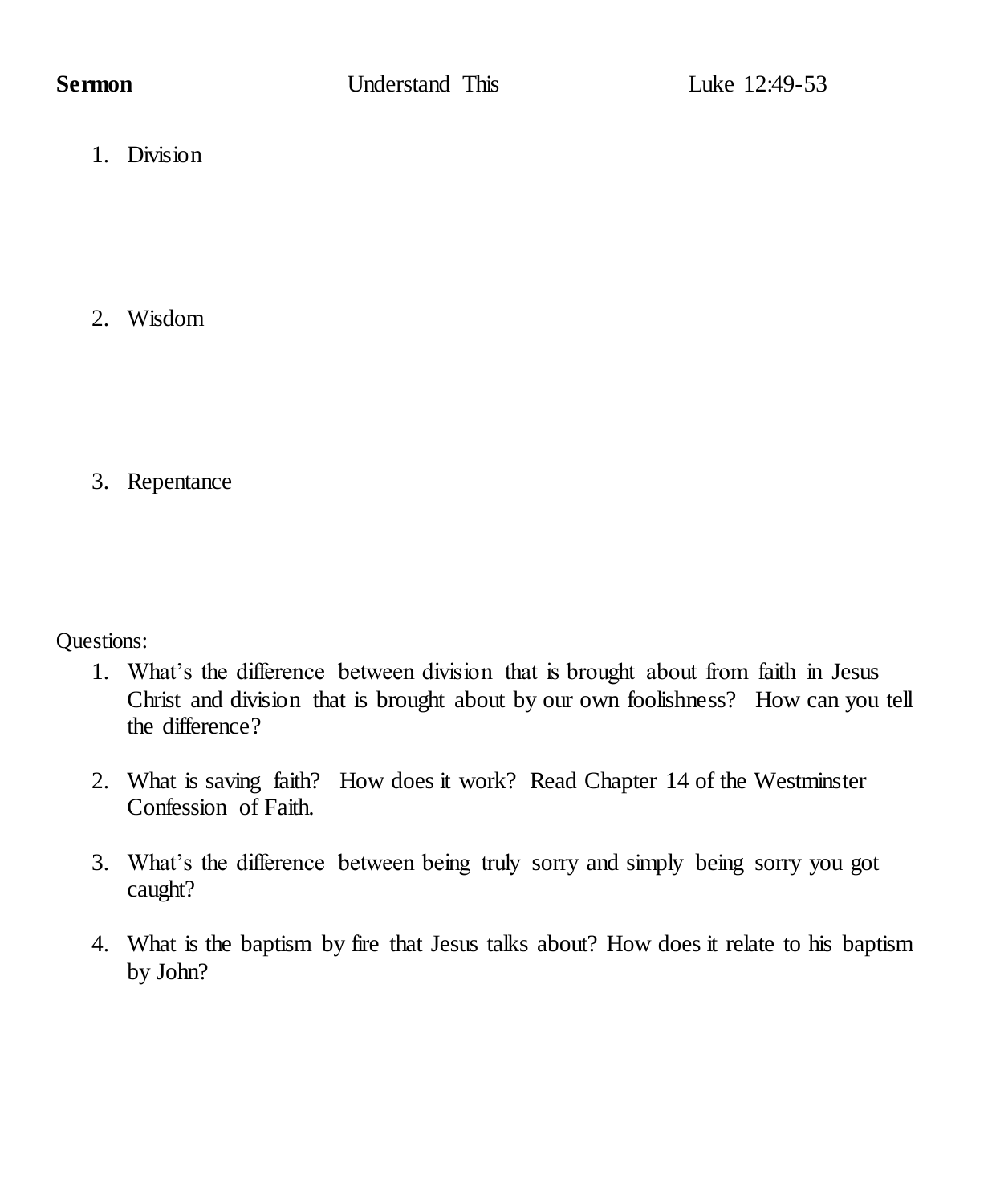**Sermon** Understand This Luke 12:49-53

1. Division

2. Wisdom

3. Repentance

Questions:

1. What's the difference between division that is brought about from faith in Jesus Christ and division that is brought about by our own foolishness? How can you tell the difference?

2. What is saving faith? How does it work? Read Chapter 14 of the Westminster Confession of Faith.

3. What's the difference between being truly sorry and simply being sorry you got caught?

4. What is the baptism by fire that Jesus talks about? How does it relate to his baptism by John?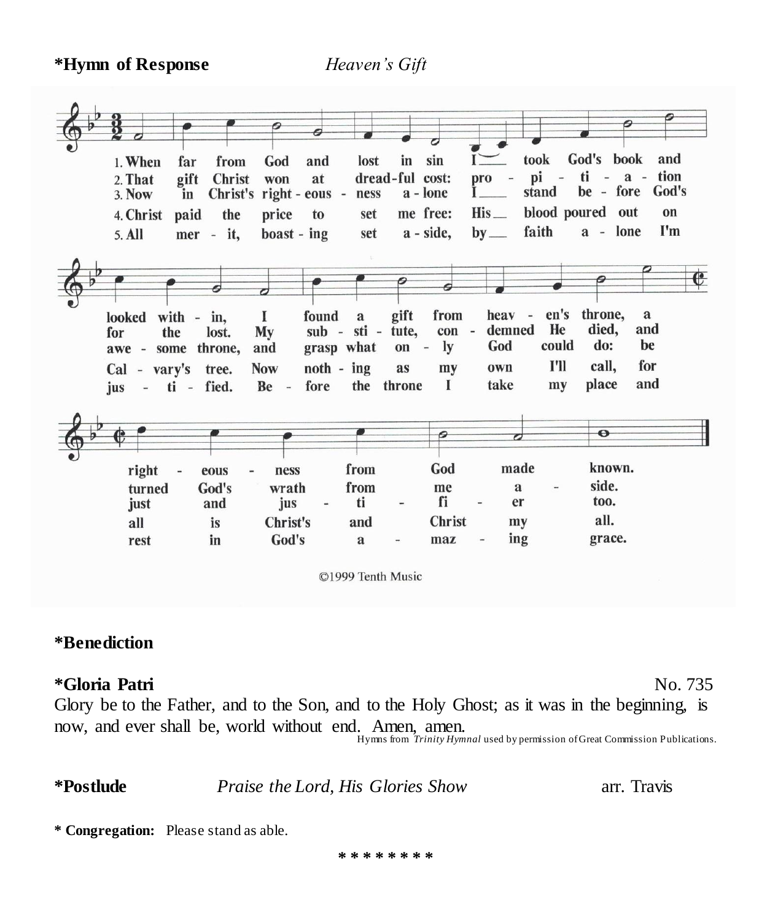**\*Hymn of Response** *Heaven's Gift*

1. When far from God and lost in sin I took God's book and looked within, I found a gift from heaven's throne, a righteousness from God made known.
2. That gift Christ won at dreadful cost: propitiation for the lost. My substitute, condemned He died, and turned God's wrath from me aside.
3. Now in Christ's righteousness alone I stand before God's awesome throne, and grasp what only God could do: be just and justifier too.
4. Christ paid the price to set me free: His blood poured out on Calvary's tree. Now nothing as my own I'll call, for all is Christ's and Christ my all.
5. All merit, boasting set aside, by faith alone I'm justified. Before the throne I take my place and rest in God's amazing grace.

©1999 Tenth Music

**\*Benediction**

**\*Gloria Patri** No. 735

Glory be to the Father, and to the Son, and to the Holy Ghost; as it was in the beginning, is now, and ever shall be, world without end. Amen, amen.

Hymns from *Trinity Hymnal* used by permission of Great Commission Publications.

**\*Postlude** *Praise the Lord, His Glories Show* arr. Travis

**\* Congregation:** Please stand as able.

\* \* \* \* \* \* \* \*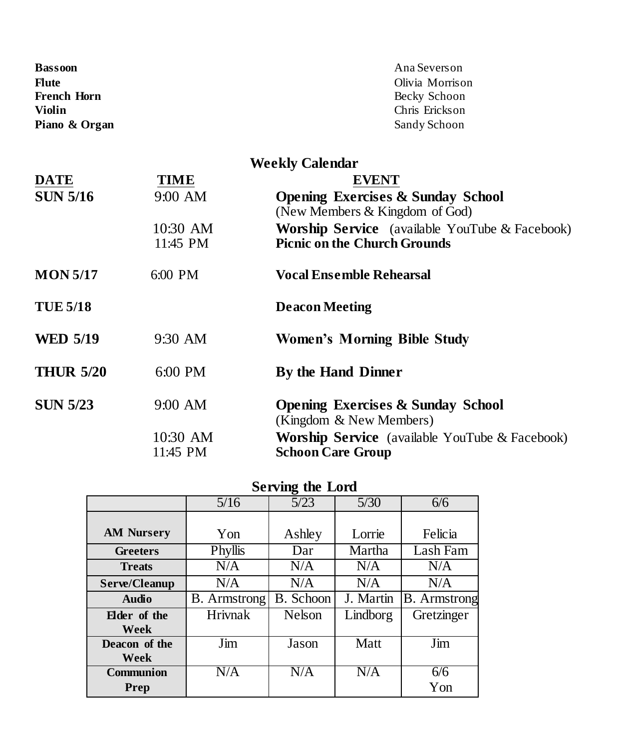| | |
|---|---|
| **Bassoon** | Ana Severson |
| **Flute** | Olivia Morrison |
| **French Horn** | Becky Schoon |
| **Violin** | Chris Erickson |
| **Piano & Organ** | Sandy Schoon |

## Weekly Calendar

| DATE | TIME | EVENT |
|---|---|---|
| **SUN 5/16** | 9:00 AM | **Opening Exercises & Sunday School** (New Members & Kingdom of God) |
| | 10:30 AM | **Worship Service** (available YouTube & Facebook) |
| | 11:45 PM | **Picnic on the Church Grounds** |
| **MON 5/17** | 6:00 PM | **Vocal Ensemble Rehearsal** |
| **TUE 5/18** | | **Deacon Meeting** |
| **WED 5/19** | 9:30 AM | **Women's Morning Bible Study** |
| **THUR 5/20** | 6:00 PM | **By the Hand Dinner** |
| **SUN 5/23** | 9:00 AM | **Opening Exercises & Sunday School** (Kingdom & New Members) |
| | 10:30 AM | **Worship Service** (available YouTube & Facebook) |
| | 11:45 PM | **Schoon Care Group** |

## Serving the Lord

| | 5/16 | 5/23 | 5/30 | 6/6 |
|---|---|---|---|---|
| **AM Nursery** | Yon | Ashley | Lorrie | Felicia |
| **Greeters** | Phyllis | Dar | Martha | Lash Fam |
| **Treats** | N/A | N/A | N/A | N/A |
| **Serve/Cleanup** | N/A | N/A | N/A | N/A |
| **Audio** | B. Armstrong | B. Schoon | J. Martin | B. Armstrong |
| **Elder of the Week** | Hrivnak | Nelson | Lindborg | Gretzinger |
| **Deacon of the Week** | Jim | Jason | Matt | Jim |
| **Communion Prep** | N/A | N/A | N/A | 6/6 Yon |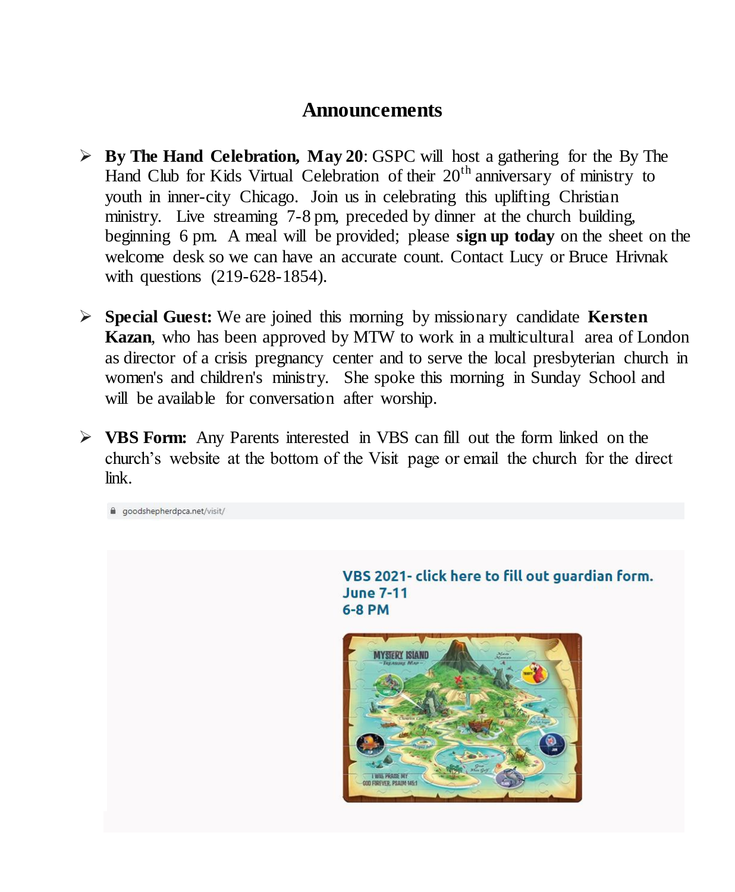# Announcements

- **By The Hand Celebration, May 20**: GSPC will host a gathering for the By The Hand Club for Kids Virtual Celebration of their 20th anniversary of ministry to youth in inner-city Chicago. Join us in celebrating this uplifting Christian ministry. Live streaming 7-8 pm, preceded by dinner at the church building, beginning 6 pm. A meal will be provided; please **sign up today** on the sheet on the welcome desk so we can have an accurate count. Contact Lucy or Bruce Hrivnak with questions (219-628-1854).

- **Special Guest:** We are joined this morning by missionary candidate **Kersten Kazan**, who has been approved by MTW to work in a multicultural area of London as director of a crisis pregnancy center and to serve the local presbyterian church in women's and children's ministry. She spoke this morning in Sunday School and will be available for conversation after worship.

- **VBS Form:** Any Parents interested in VBS can fill out the form linked on the church's website at the bottom of the Visit page or email the church for the direct link.

goodshepherdpca.net/visit/

VBS 2021- click here to fill out guardian form.
June 7-11
6-8 PM